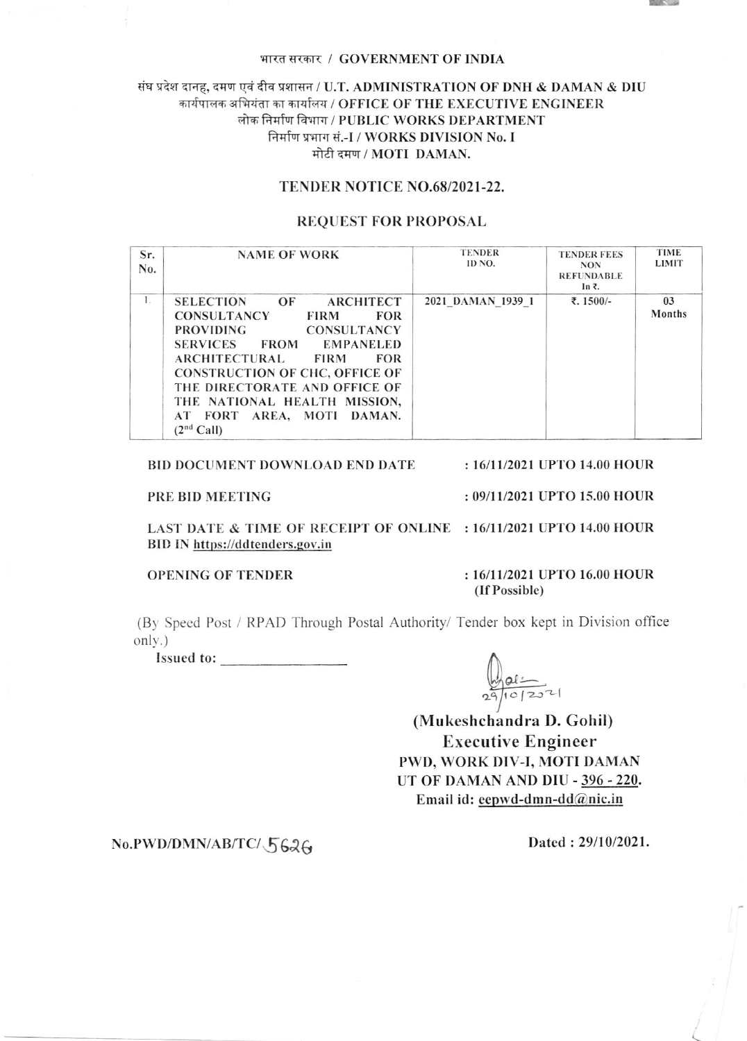भारत सरकार / GOVERNMENT OF INDIA

संघ प्रदेश दानह, दमण एवं दीव प्रशासन / U.T. ADMINISTRATION OF DNH & DAMAN & DIU
कार्यपालक अभियंता का कार्यालय / OFFICE OF THE EXECUTIVE ENGINEER
लोक निर्माण विभाग / PUBLIC WORKS DEPARTMENT
निर्माण प्रभाग सं.-I / WORKS DIVISION No. I
मोटी दमण / MOTI DAMAN.

## TENDER NOTICE NO.68/2021-22.

### REQUEST FOR PROPOSAL

| Sr. No. | NAME OF WORK | TENDER ID NO. | TENDER FEES NON REFUNDABLE In ₹. | TIME LIMIT |
|---|---|---|---|---|
| 1. | SELECTION OF ARCHITECT CONSULTANCY FIRM FOR PROVIDING CONSULTANCY SERVICES FROM EMPANELED ARCHITECTURAL FIRM FOR CONSTRUCTION OF CHC, OFFICE OF THE DIRECTORATE AND OFFICE OF THE NATIONAL HEALTH MISSION, AT FORT AREA, MOTI DAMAN. (2nd Call) | 2021_DAMAN_1939_1 | ₹. 1500/- | 03 Months |

**BID DOCUMENT DOWNLOAD END DATE** : **16/11/2021 UPTO 14.00 HOUR**

**PRE BID MEETING** : **09/11/2021 UPTO 15.00 HOUR**

**LAST DATE & TIME OF RECEIPT OF ONLINE BID IN https://ddtenders.gov.in** : **16/11/2021 UPTO 14.00 HOUR**

**OPENING OF TENDER** : **16/11/2021 UPTO 16.00 HOUR (If Possible)**

(By Speed Post / RPAD Through Postal Authority/ Tender box kept in Division office only.)

**Issued to:** ________________

29/10/2021

**(Mukeshchandra D. Gohil)**
**Executive Engineer**
**PWD, WORK DIV-I, MOTI DAMAN**
**UT OF DAMAN AND DIU - 396 - 220.**
**Email id: eepwd-dmn-dd@nic.in**

**No.PWD/DMN/AB/TC/5626** **Dated : 29/10/2021.**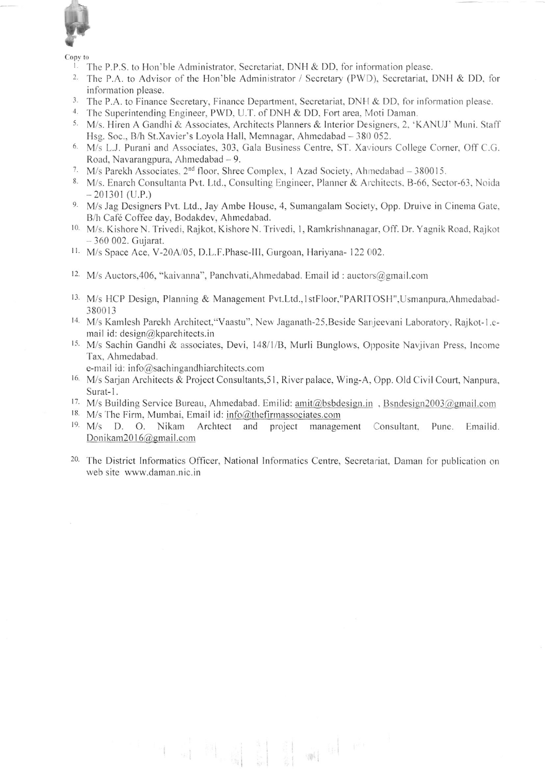Copy to

1. The P.P.S. to Hon'ble Administrator, Secretariat, DNH & DD, for information please.
2. The P.A. to Advisor of the Hon'ble Administrator / Secretary (PWD), Secretariat, DNH & DD, for information please.
3. The P.A. to Finance Secretary, Finance Department, Secretariat, DNH & DD, for information please.
4. The Superintending Engineer, PWD, U.T. of DNH & DD, Fort area, Moti Daman.
5. M/s. Hiren A Gandhi & Associates, Architects Planners & Interior Designers, 2, 'KANUJ' Muni. Staff Hsg. Soc., B/h St.Xavier's Loyola Hall, Memnagar, Ahmedabad – 380 052.
6. M/s L.J. Purani and Associates, 303, Gala Business Centre, ST. Xaviours College Corner, Off C.G. Road, Navarangpura, Ahmedabad – 9.
7. M/s Parekh Associates, 2nd floor, Shree Complex, 1 Azad Society, Ahmedabad – 380015.
8. M/s. Enarch Consultanta Pvt. Ltd., Consulting Engineer, Planner & Architects, B-66, Sector-63, Noida – 201301 (U.P.)
9. M/s Jag Designers Pvt. Ltd., Jay Ambe House, 4, Sumangalam Society, Opp. Druive in Cinema Gate, B/h Café Coffee day, Bodakdev, Ahmedabad.
10. M/s. Kishore N. Trivedi, Rajkot, Kishore N. Trivedi, 1, Ramkrishnanagar, Off. Dr. Yagnik Road, Rajkot – 360 002. Gujarat.
11. M/s Space Ace, V-20A/05, D.L.F.Phase-III, Gurgoan, Hariyana- 122 002.
12. M/s Auctors,406, "kaivanna", Panchvati,Ahmedabad. Email id : auctors@gmail.com
13. M/s HCP Design, Planning & Management Pvt.Ltd.,1stFloor,"PARITOSH",Usmanpura,Ahmedabad-380013
14. M/s Kamlesh Parekh Architect,"Vaastu", New Jaganath-25,Beside Sanjeevani Laboratory, Rajkot-1.e-mail id: design@kparchitects.in
15. M/s Sachin Gandhi & associates, Devi, 148/1/B, Murli Bunglows, Opposite Navjivan Press, Income Tax, Ahmedabad.
    e-mail id: info@sachingandhiarchitects.com
16. M/s Sarjan Architects & Project Consultants,51, River palace, Wing-A, Opp. Old Civil Court, Nanpura, Surat-1.
17. M/s Building Service Bureau, Ahmedabad. Emilid: amit@bsbdesign.in , Bsndesign2003@gmail.com
18. M/s The Firm, Mumbai, Email id: info@thefirmassociates.com
19. M/s D. O. Nikam Archtect and project management Consultant, Pune. Emailid. Donikam2016@gmail.com
20. The District Informatics Officer, National Informatics Centre, Secretariat, Daman for publication on web site www.daman.nic.in